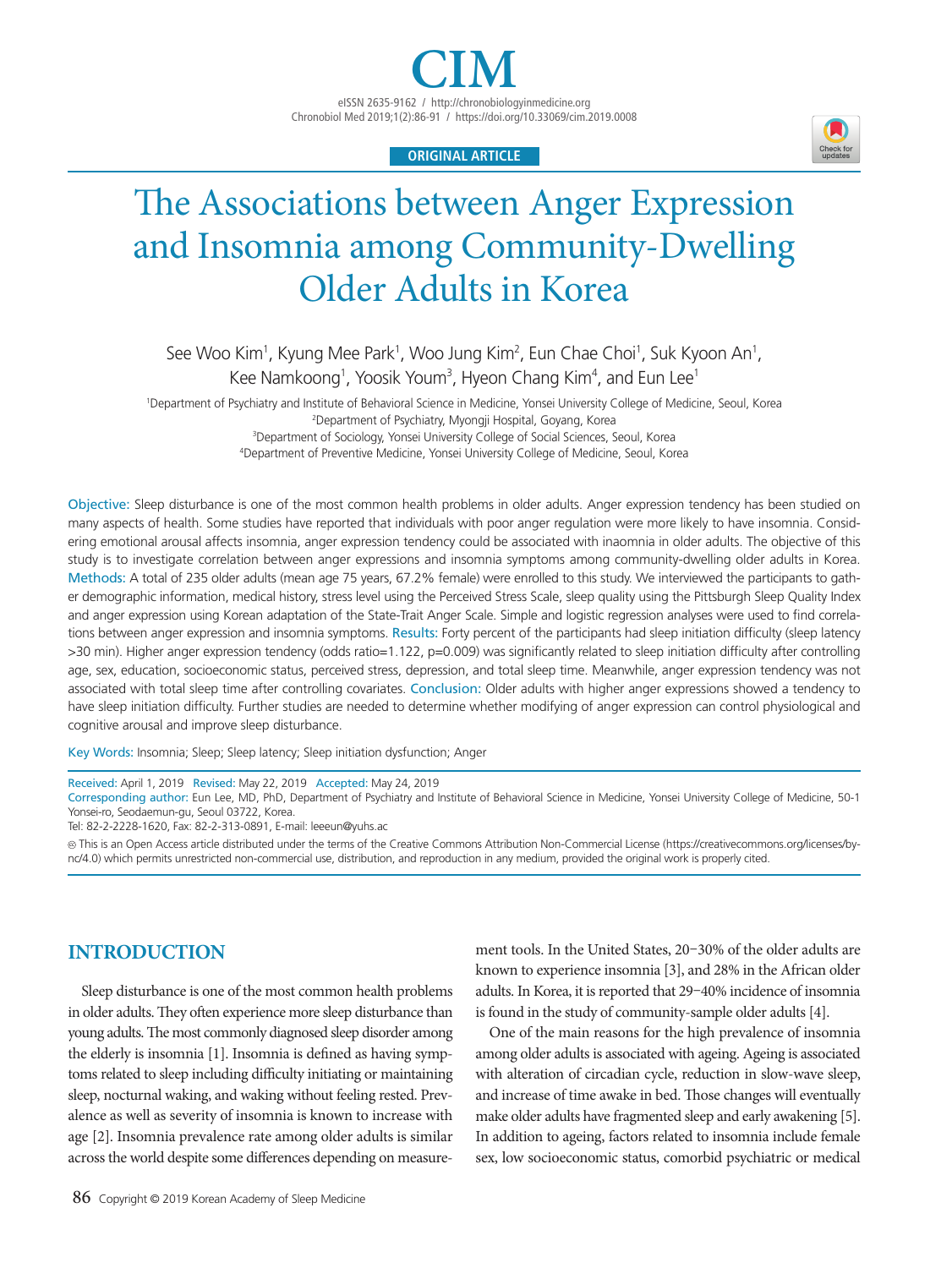ORIGINAL ARTICLE

# The Associations between Anger Expression and Insomnia among Community-Dwelling Older Adults in Korea

See Woo Kim[1], Kyung Mee Park[1], Woo Jung Kim[2], Eun Chae Choi[1], Suk Kyoon An[1], Kee Namkoong[1], Yoosik Youm[3], Hyeon Chang Kim[4], and Eun Lee[1]

[1]Department of Psychiatry and Institute of Behavioral Science in Medicine, Yonsei University College of Medicine, Seoul, Korea
[2]Department of Psychiatry, Myongji Hospital, Goyang, Korea
[3]Department of Sociology, Yonsei University College of Social Sciences, Seoul, Korea
[4]Department of Preventive Medicine, Yonsei University College of Medicine, Seoul, Korea

**Objective:** Sleep disturbance is one of the most common health problems in older adults. Anger expression tendency has been studied on many aspects of health. Some studies have reported that individuals with poor anger regulation were more likely to have insomnia. Considering emotional arousal affects insomnia, anger expression tendency could be associated with inaomnia in older adults. The objective of this study is to investigate correlation between anger expressions and insomnia symptoms among community-dwelling older adults in Korea. **Methods:** A total of 235 older adults (mean age 75 years, 67.2% female) were enrolled to this study. We interviewed the participants to gather demographic information, medical history, stress level using the Perceived Stress Scale, sleep quality using the Pittsburgh Sleep Quality Index and anger expression using Korean adaptation of the State-Trait Anger Scale. Simple and logistic regression analyses were used to find correlations between anger expression and insomnia symptoms. **Results:** Forty percent of the participants had sleep initiation difficulty (sleep latency >30 min). Higher anger expression tendency (odds ratio=1.122, p=0.009) was significantly related to sleep initiation difficulty after controlling age, sex, education, socioeconomic status, perceived stress, depression, and total sleep time. Meanwhile, anger expression tendency was not associated with total sleep time after controlling covariates. **Conclusion:** Older adults with higher anger expressions showed a tendency to have sleep initiation difficulty. Further studies are needed to determine whether modifying of anger expression can control physiological and cognitive arousal and improve sleep disturbance.

**Key Words:** Insomnia; Sleep; Sleep latency; Sleep initiation dysfunction; Anger

Received: April 1, 2019 Revised: May 22, 2019 Accepted: May 24, 2019
Corresponding author: Eun Lee, MD, PhD, Department of Psychiatry and Institute of Behavioral Science in Medicine, Yonsei University College of Medicine, 50-1 Yonsei-ro, Seodaemun-gu, Seoul 03722, Korea.
Tel: 82-2-2228-1620, Fax: 82-2-313-0891, E-mail: leeeun@yuhs.ac

This is an Open Access article distributed under the terms of the Creative Commons Attribution Non-Commercial License (https://creativecommons.org/licenses/by-nc/4.0) which permits unrestricted non-commercial use, distribution, and reproduction in any medium, provided the original work is properly cited.

## INTRODUCTION

Sleep disturbance is one of the most common health problems in older adults. They often experience more sleep disturbance than young adults. The most commonly diagnosed sleep disorder among the elderly is insomnia [1]. Insomnia is defined as having symptoms related to sleep including difficulty initiating or maintaining sleep, nocturnal waking, and waking without feeling rested. Prevalence as well as severity of insomnia is known to increase with age [2]. Insomnia prevalence rate among older adults is similar across the world despite some differences depending on measurement tools. In the United States, 20–30% of the older adults are known to experience insomnia [3], and 28% in the African older adults. In Korea, it is reported that 29–40% incidence of insomnia is found in the study of community-sample older adults [4].

One of the main reasons for the high prevalence of insomnia among older adults is associated with ageing. Ageing is associated with alteration of circadian cycle, reduction in slow-wave sleep, and increase of time awake in bed. Those changes will eventually make older adults have fragmented sleep and early awakening [5]. In addition to ageing, factors related to insomnia include female sex, low socioeconomic status, comorbid psychiatric or medical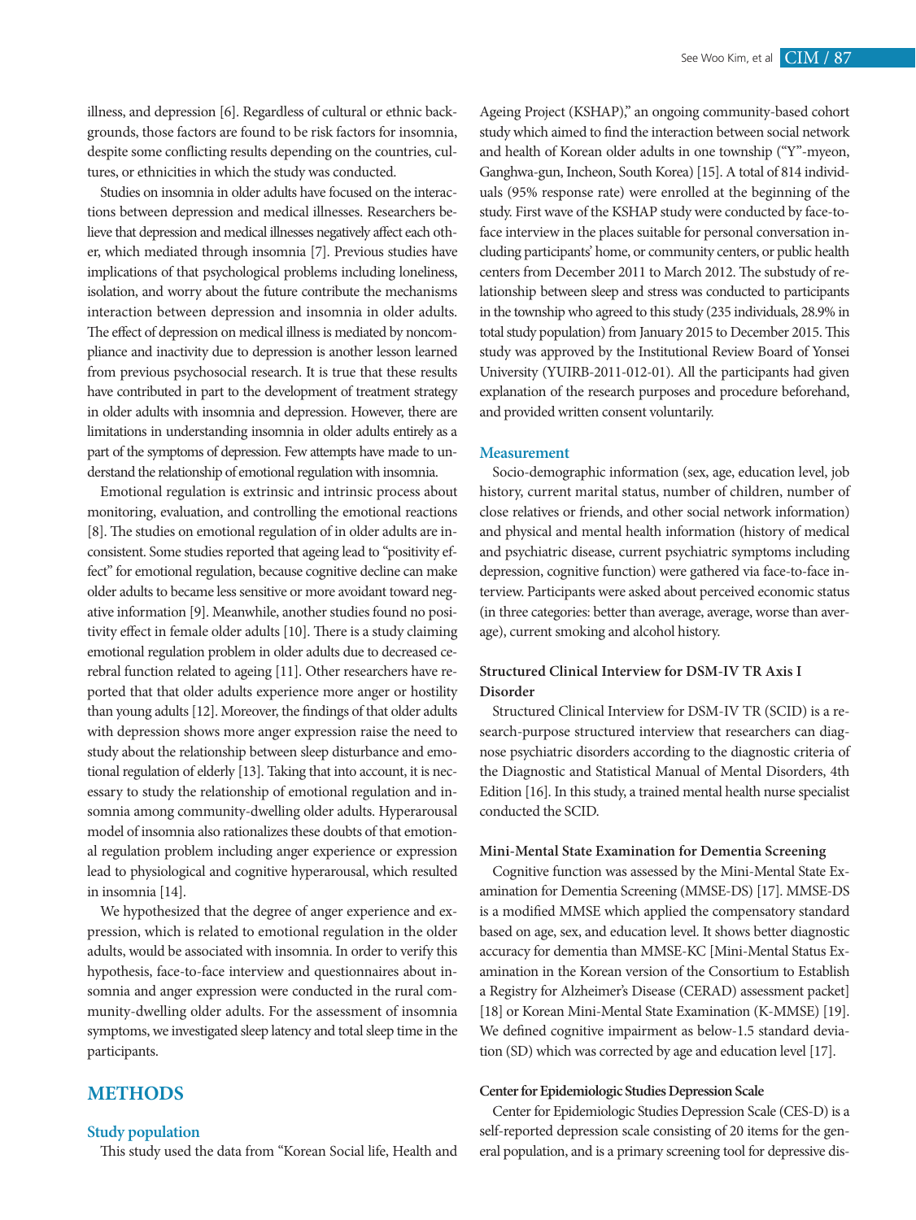illness, and depression [6]. Regardless of cultural or ethnic backgrounds, those factors are found to be risk factors for insomnia, despite some conflicting results depending on the countries, cultures, or ethnicities in which the study was conducted.

Studies on insomnia in older adults have focused on the interactions between depression and medical illnesses. Researchers believe that depression and medical illnesses negatively affect each other, which mediated through insomnia [7]. Previous studies have implications of that psychological problems including loneliness, isolation, and worry about the future contribute the mechanisms interaction between depression and insomnia in older adults. The effect of depression on medical illness is mediated by noncompliance and inactivity due to depression is another lesson learned from previous psychosocial research. It is true that these results have contributed in part to the development of treatment strategy in older adults with insomnia and depression. However, there are limitations in understanding insomnia in older adults entirely as a part of the symptoms of depression. Few attempts have made to understand the relationship of emotional regulation with insomnia.

Emotional regulation is extrinsic and intrinsic process about monitoring, evaluation, and controlling the emotional reactions [8]. The studies on emotional regulation of in older adults are inconsistent. Some studies reported that ageing lead to "positivity effect" for emotional regulation, because cognitive decline can make older adults to became less sensitive or more avoidant toward negative information [9]. Meanwhile, another studies found no positivity effect in female older adults [10]. There is a study claiming emotional regulation problem in older adults due to decreased cerebral function related to ageing [11]. Other researchers have reported that that older adults experience more anger or hostility than young adults [12]. Moreover, the findings of that older adults with depression shows more anger expression raise the need to study about the relationship between sleep disturbance and emotional regulation of elderly [13]. Taking that into account, it is necessary to study the relationship of emotional regulation and insomnia among community-dwelling older adults. Hyperarousal model of insomnia also rationalizes these doubts of that emotional regulation problem including anger experience or expression lead to physiological and cognitive hyperarousal, which resulted in insomnia [14].

We hypothesized that the degree of anger experience and expression, which is related to emotional regulation in the older adults, would be associated with insomnia. In order to verify this hypothesis, face-to-face interview and questionnaires about insomnia and anger expression were conducted in the rural community-dwelling older adults. For the assessment of insomnia symptoms, we investigated sleep latency and total sleep time in the participants.

# METHODS

## Study population

This study used the data from "Korean Social life, Health and Ageing Project (KSHAP)," an ongoing community-based cohort study which aimed to find the interaction between social network and health of Korean older adults in one township ("Y"-myeon, Ganghwa-gun, Incheon, South Korea) [15]. A total of 814 individuals (95% response rate) were enrolled at the beginning of the study. First wave of the KSHAP study were conducted by face-to-face interview in the places suitable for personal conversation including participants' home, or community centers, or public health centers from December 2011 to March 2012. The substudy of relationship between sleep and stress was conducted to participants in the township who agreed to this study (235 individuals, 28.9% in total study population) from January 2015 to December 2015. This study was approved by the Institutional Review Board of Yonsei University (YUIRB-2011-012-01). All the participants had given explanation of the research purposes and procedure beforehand, and provided written consent voluntarily.

## Measurement

Socio-demographic information (sex, age, education level, job history, current marital status, number of children, number of close relatives or friends, and other social network information) and physical and mental health information (history of medical and psychiatric disease, current psychiatric symptoms including depression, cognitive function) were gathered via face-to-face interview. Participants were asked about perceived economic status (in three categories: better than average, average, worse than average), current smoking and alcohol history.

### Structured Clinical Interview for DSM-IV TR Axis I Disorder

Structured Clinical Interview for DSM-IV TR (SCID) is a research-purpose structured interview that researchers can diagnose psychiatric disorders according to the diagnostic criteria of the Diagnostic and Statistical Manual of Mental Disorders, 4th Edition [16]. In this study, a trained mental health nurse specialist conducted the SCID.

### Mini-Mental State Examination for Dementia Screening

Cognitive function was assessed by the Mini-Mental State Examination for Dementia Screening (MMSE-DS) [17]. MMSE-DS is a modified MMSE which applied the compensatory standard based on age, sex, and education level. It shows better diagnostic accuracy for dementia than MMSE-KC [Mini-Mental Status Examination in the Korean version of the Consortium to Establish a Registry for Alzheimer's Disease (CERAD) assessment packet] [18] or Korean Mini-Mental State Examination (K-MMSE) [19]. We defined cognitive impairment as below-1.5 standard deviation (SD) which was corrected by age and education level [17].

### Center for Epidemiologic Studies Depression Scale

Center for Epidemiologic Studies Depression Scale (CES-D) is a self-reported depression scale consisting of 20 items for the general population, and is a primary screening tool for depressive dis-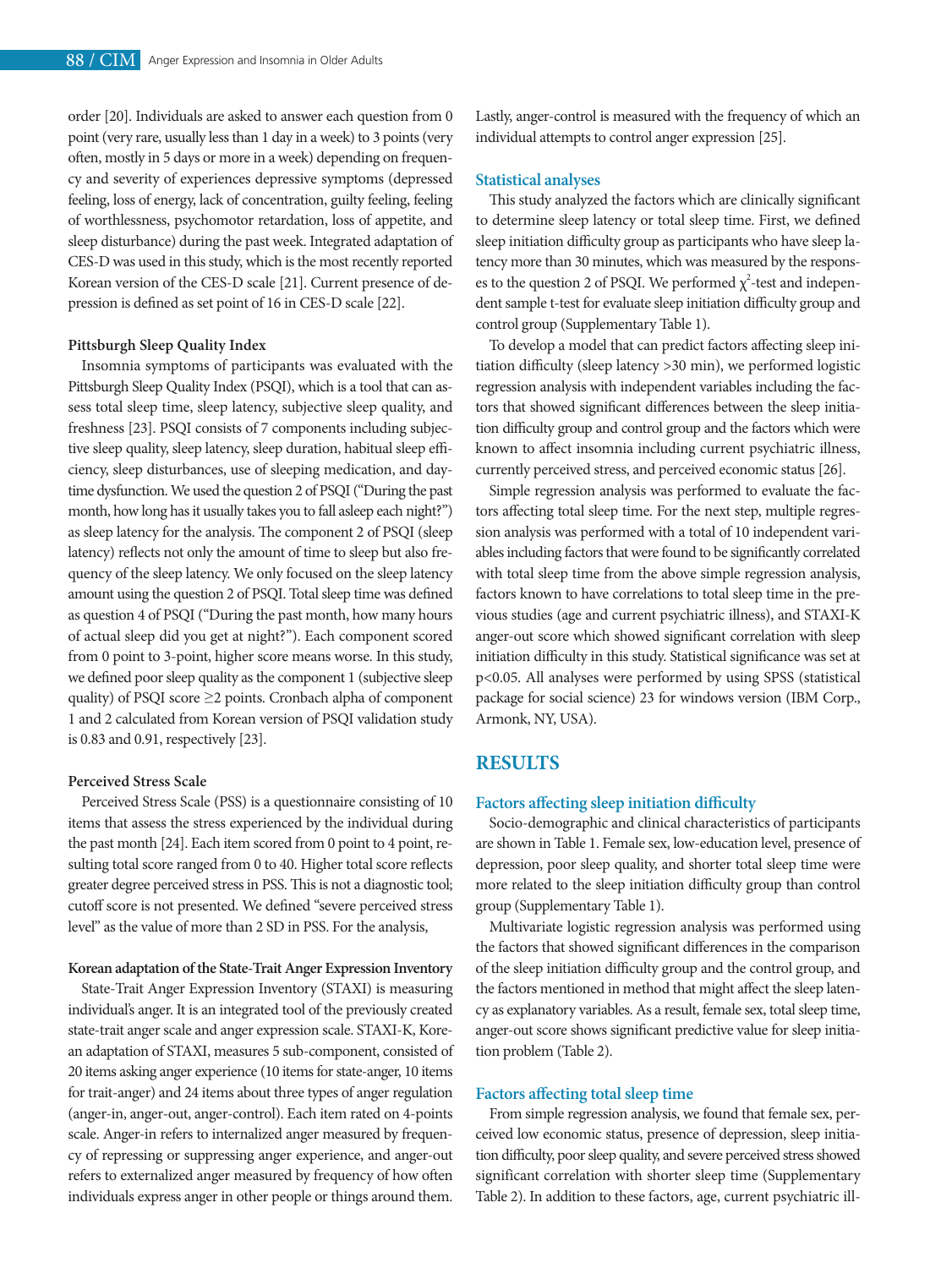order [20]. Individuals are asked to answer each question from 0 point (very rare, usually less than 1 day in a week) to 3 points (very often, mostly in 5 days or more in a week) depending on frequency and severity of experiences depressive symptoms (depressed feeling, loss of energy, lack of concentration, guilty feeling, feeling of worthlessness, psychomotor retardation, loss of appetite, and sleep disturbance) during the past week. Integrated adaptation of CES-D was used in this study, which is the most recently reported Korean version of the CES-D scale [21]. Current presence of depression is defined as set point of 16 in CES-D scale [22].

#### Pittsburgh Sleep Quality Index

Insomnia symptoms of participants was evaluated with the Pittsburgh Sleep Quality Index (PSQI), which is a tool that can assess total sleep time, sleep latency, subjective sleep quality, and freshness [23]. PSQI consists of 7 components including subjective sleep quality, sleep latency, sleep duration, habitual sleep efficiency, sleep disturbances, use of sleeping medication, and daytime dysfunction. We used the question 2 of PSQI ("During the past month, how long has it usually takes you to fall asleep each night?") as sleep latency for the analysis. The component 2 of PSQI (sleep latency) reflects not only the amount of time to sleep but also frequency of the sleep latency. We only focused on the sleep latency amount using the question 2 of PSQI. Total sleep time was defined as question 4 of PSQI ("During the past month, how many hours of actual sleep did you get at night?"). Each component scored from 0 point to 3-point, higher score means worse. In this study, we defined poor sleep quality as the component 1 (subjective sleep quality) of PSQI score ≥2 points. Cronbach alpha of component 1 and 2 calculated from Korean version of PSQI validation study is 0.83 and 0.91, respectively [23].

#### Perceived Stress Scale

Perceived Stress Scale (PSS) is a questionnaire consisting of 10 items that assess the stress experienced by the individual during the past month [24]. Each item scored from 0 point to 4 point, resulting total score ranged from 0 to 40. Higher total score reflects greater degree perceived stress in PSS. This is not a diagnostic tool; cutoff score is not presented. We defined "severe perceived stress level" as the value of more than 2 SD in PSS. For the analysis,

#### Korean adaptation of the State-Trait Anger Expression Inventory

State-Trait Anger Expression Inventory (STAXI) is measuring individual's anger. It is an integrated tool of the previously created state-trait anger scale and anger expression scale. STAXI-K, Korean adaptation of STAXI, measures 5 sub-component, consisted of 20 items asking anger experience (10 items for state-anger, 10 items for trait-anger) and 24 items about three types of anger regulation (anger-in, anger-out, anger-control). Each item rated on 4-points scale. Anger-in refers to internalized anger measured by frequency of repressing or suppressing anger experience, and anger-out refers to externalized anger measured by frequency of how often individuals express anger in other people or things around them. Lastly, anger-control is measured with the frequency of which an individual attempts to control anger expression [25].

### Statistical analyses

This study analyzed the factors which are clinically significant to determine sleep latency or total sleep time. First, we defined sleep initiation difficulty group as participants who have sleep latency more than 30 minutes, which was measured by the responses to the question 2 of PSQI. We performed $\chi^2$-test and independent sample t-test for evaluate sleep initiation difficulty group and control group (Supplementary Table 1).

To develop a model that can predict factors affecting sleep initiation difficulty (sleep latency >30 min), we performed logistic regression analysis with independent variables including the factors that showed significant differences between the sleep initiation difficulty group and control group and the factors which were known to affect insomnia including current psychiatric illness, currently perceived stress, and perceived economic status [26].

Simple regression analysis was performed to evaluate the factors affecting total sleep time. For the next step, multiple regression analysis was performed with a total of 10 independent variables including factors that were found to be significantly correlated with total sleep time from the above simple regression analysis, factors known to have correlations to total sleep time in the previous studies (age and current psychiatric illness), and STAXI-K anger-out score which showed significant correlation with sleep initiation difficulty in this study. Statistical significance was set at $p<0.05$. All analyses were performed by using SPSS (statistical package for social science) 23 for windows version (IBM Corp., Armonk, NY, USA).

## RESULTS

### Factors affecting sleep initiation difficulty

Socio-demographic and clinical characteristics of participants are shown in Table 1. Female sex, low-education level, presence of depression, poor sleep quality, and shorter total sleep time were more related to the sleep initiation difficulty group than control group (Supplementary Table 1).

Multivariate logistic regression analysis was performed using the factors that showed significant differences in the comparison of the sleep initiation difficulty group and the control group, and the factors mentioned in method that might affect the sleep latency as explanatory variables. As a result, female sex, total sleep time, anger-out score shows significant predictive value for sleep initiation problem (Table 2).

### Factors affecting total sleep time

From simple regression analysis, we found that female sex, perceived low economic status, presence of depression, sleep initiation difficulty, poor sleep quality, and severe perceived stress showed significant correlation with shorter sleep time (Supplementary Table 2). In addition to these factors, age, current psychiatric ill-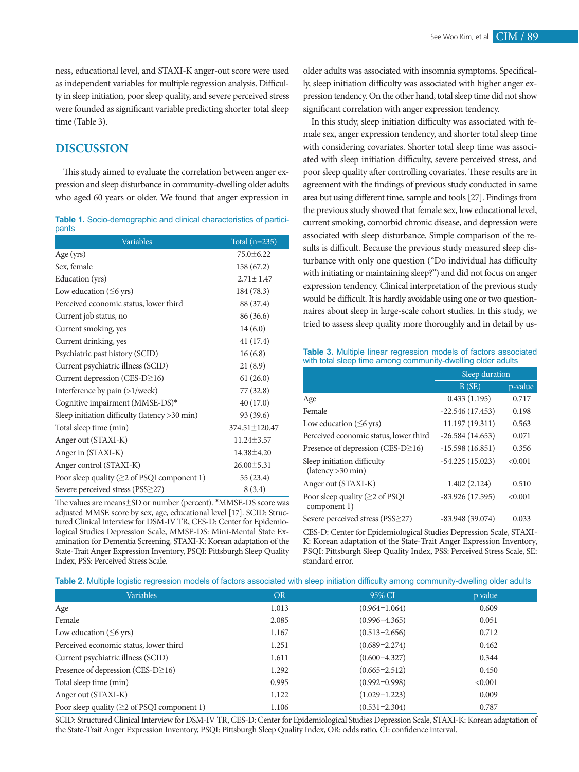ness, educational level, and STAXI-K anger-out score were used as independent variables for multiple regression analysis. Difficulty in sleep initiation, poor sleep quality, and severe perceived stress were founded as significant variable predicting shorter total sleep time (Table 3).

## DISCUSSION

This study aimed to evaluate the correlation between anger expression and sleep disturbance in community-dwelling older adults who aged 60 years or older. We found that anger expression in older adults was associated with insomnia symptoms. Specifically, sleep initiation difficulty was associated with higher anger expression tendency. On the other hand, total sleep time did not show significant correlation with anger expression tendency.

In this study, sleep initiation difficulty was associated with female sex, anger expression tendency, and shorter total sleep time with considering covariates. Shorter total sleep time was associated with sleep initiation difficulty, severe perceived stress, and poor sleep quality after controlling covariates. These results are in agreement with the findings of previous study conducted in same area but using different time, sample and tools [27]. Findings from the previous study showed that female sex, low educational level, current smoking, comorbid chronic disease, and depression were associated with sleep disturbance. Simple comparison of the results is difficult. Because the previous study measured sleep disturbance with only one question ("Do individual has difficulty with initiating or maintaining sleep?") and did not focus on anger expression tendency. Clinical interpretation of the previous study would be difficult. It is hardly avoidable using one or two questionnaires about sleep in large-scale cohort studies. In this study, we tried to assess sleep quality more thoroughly and in detail by us-

**Table 1.** Socio-demographic and clinical characteristics of participants

| Variables | Total (n=235) |
|---|---|
| Age (yrs) | 75.0±6.22 |
| Sex, female | 158 (67.2) |
| Education (yrs) | 2.71± 1.47 |
| Low education (≤6 yrs) | 184 (78.3) |
| Perceived economic status, lower third | 88 (37.4) |
| Current job status, no | 86 (36.6) |
| Current smoking, yes | 14 (6.0) |
| Current drinking, yes | 41 (17.4) |
| Psychiatric past history (SCID) | 16 (6.8) |
| Current psychiatric illness (SCID) | 21 (8.9) |
| Current depression (CES-D≥16) | 61 (26.0) |
| Interference by pain (>1/week) | 77 (32.8) |
| Cognitive impairment (MMSE-DS)* | 40 (17.0) |
| Sleep initiation difficulty (latency >30 min) | 93 (39.6) |
| Total sleep time (min) | 374.51±120.47 |
| Anger out (STAXI-K) | 11.24±3.57 |
| Anger in (STAXI-K) | 14.38±4.20 |
| Anger control (STAXI-K) | 26.00±5.31 |
| Poor sleep quality (≥2 of PSQI component 1) | 55 (23.4) |
| Severe perceived stress (PSS≥27) | 8 (3.4) |

The values are means±SD or number (percent). *MMSE-DS score was adjusted MMSE score by sex, age, educational level [17]. SCID: Structured Clinical Interview for DSM-IV TR, CES-D: Center for Epidemiological Studies Depression Scale, MMSE-DS: Mini-Mental State Examination for Dementia Screening, STAXI-K: Korean adaptation of the State-Trait Anger Expression Inventory, PSQI: Pittsburgh Sleep Quality Index, PSS: Perceived Stress Scale.

**Table 3.** Multiple linear regression models of factors associated with total sleep time among community-dwelling older adults

| | Sleep duration | |
|---|---|---|
| | B (SE) | p-value |
| Age | 0.433 (1.195) | 0.717 |
| Female | -22.546 (17.453) | 0.198 |
| Low education (≤6 yrs) | 11.197 (19.311) | 0.563 |
| Perceived economic status, lower third | -26.584 (14.653) | 0.071 |
| Presence of depression (CES-D≥16) | -15.598 (16.851) | 0.356 |
| Sleep initiation difficulty (latency >30 min) | -54.225 (15.023) | <0.001 |
| Anger out (STAXI-K) | 1.402 (2.124) | 0.510 |
| Poor sleep quality (≥2 of PSQI component 1) | -83.926 (17.595) | <0.001 |
| Severe perceived stress (PSS≥27) | -83.948 (39.074) | 0.033 |

CES-D: Center for Epidemiological Studies Depression Scale, STAXI-K: Korean adaptation of the State-Trait Anger Expression Inventory, PSQI: Pittsburgh Sleep Quality Index, PSS: Perceived Stress Scale, SE: standard error.

**Table 2.** Multiple logistic regression models of factors associated with sleep initiation difficulty among community-dwelling older adults

| Variables | OR | 95% CI | p value |
|---|---|---|---|
| Age | 1.013 | (0.964−1.064) | 0.609 |
| Female | 2.085 | (0.996−4.365) | 0.051 |
| Low education (≤6 yrs) | 1.167 | (0.513−2.656) | 0.712 |
| Perceived economic status, lower third | 1.251 | (0.689−2.274) | 0.462 |
| Current psychiatric illness (SCID) | 1.611 | (0.600−4.327) | 0.344 |
| Presence of depression (CES-D≥16) | 1.292 | (0.665−2.512) | 0.450 |
| Total sleep time (min) | 0.995 | (0.992−0.998) | <0.001 |
| Anger out (STAXI-K) | 1.122 | (1.029−1.223) | 0.009 |
| Poor sleep quality (≥2 of PSQI component 1) | 1.106 | (0.531−2.304) | 0.787 |

SCID: Structured Clinical Interview for DSM-IV TR, CES-D: Center for Epidemiological Studies Depression Scale, STAXI-K: Korean adaptation of the State-Trait Anger Expression Inventory, PSQI: Pittsburgh Sleep Quality Index, OR: odds ratio, CI: confidence interval.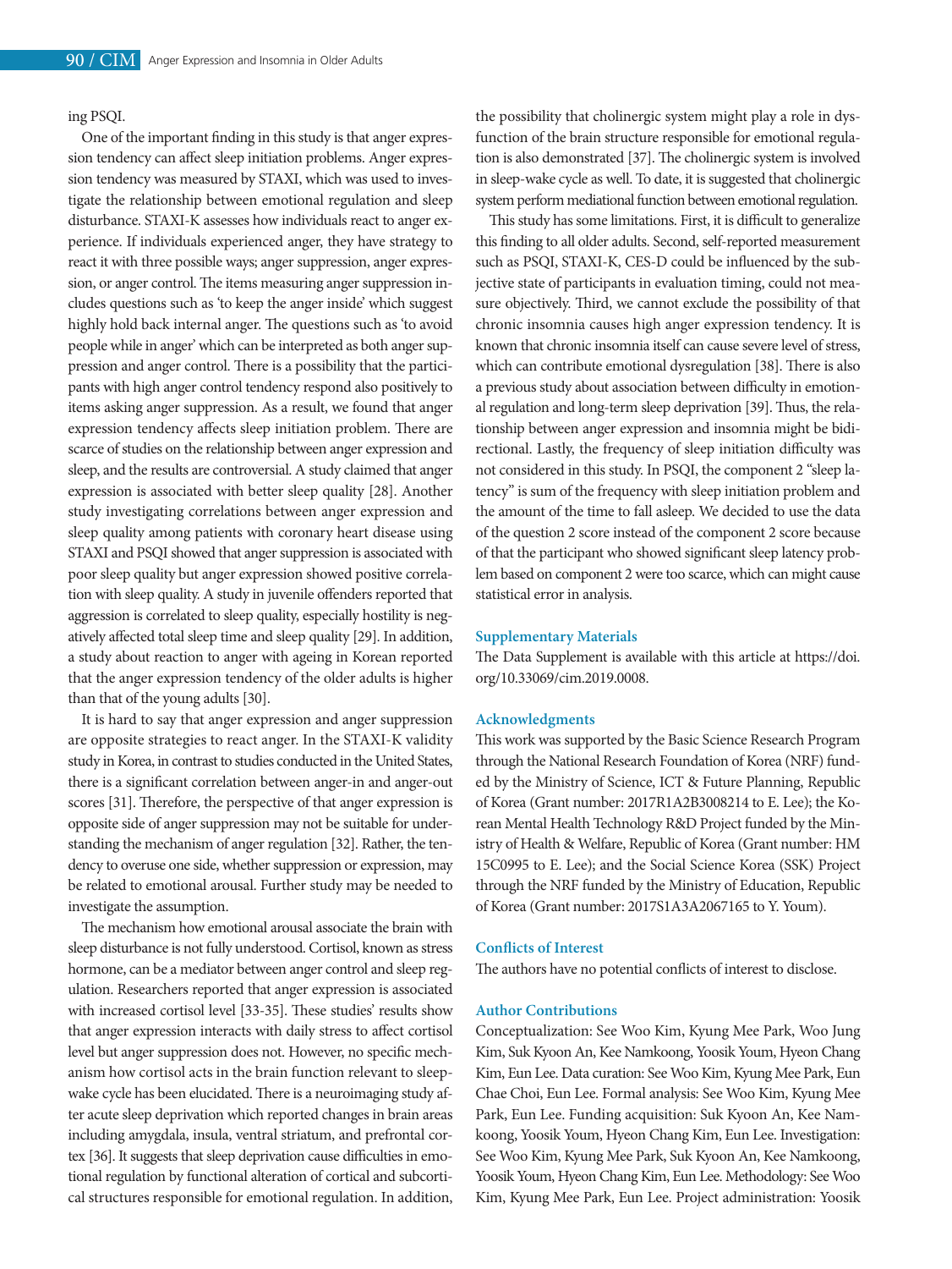ing PSQI.

One of the important finding in this study is that anger expression tendency can affect sleep initiation problems. Anger expression tendency was measured by STAXI, which was used to investigate the relationship between emotional regulation and sleep disturbance. STAXI-K assesses how individuals react to anger experience. If individuals experienced anger, they have strategy to react it with three possible ways; anger suppression, anger expression, or anger control. The items measuring anger suppression includes questions such as 'to keep the anger inside' which suggest highly hold back internal anger. The questions such as 'to avoid people while in anger' which can be interpreted as both anger suppression and anger control. There is a possibility that the participants with high anger control tendency respond also positively to items asking anger suppression. As a result, we found that anger expression tendency affects sleep initiation problem. There are scarce of studies on the relationship between anger expression and sleep, and the results are controversial. A study claimed that anger expression is associated with better sleep quality [28]. Another study investigating correlations between anger expression and sleep quality among patients with coronary heart disease using STAXI and PSQI showed that anger suppression is associated with poor sleep quality but anger expression showed positive correlation with sleep quality. A study in juvenile offenders reported that aggression is correlated to sleep quality, especially hostility is negatively affected total sleep time and sleep quality [29]. In addition, a study about reaction to anger with ageing in Korean reported that the anger expression tendency of the older adults is higher than that of the young adults [30].

It is hard to say that anger expression and anger suppression are opposite strategies to react anger. In the STAXI-K validity study in Korea, in contrast to studies conducted in the United States, there is a significant correlation between anger-in and anger-out scores [31]. Therefore, the perspective of that anger expression is opposite side of anger suppression may not be suitable for understanding the mechanism of anger regulation [32]. Rather, the tendency to overuse one side, whether suppression or expression, may be related to emotional arousal. Further study may be needed to investigate the assumption.

The mechanism how emotional arousal associate the brain with sleep disturbance is not fully understood. Cortisol, known as stress hormone, can be a mediator between anger control and sleep regulation. Researchers reported that anger expression is associated with increased cortisol level [33-35]. These studies' results show that anger expression interacts with daily stress to affect cortisol level but anger suppression does not. However, no specific mechanism how cortisol acts in the brain function relevant to sleep-wake cycle has been elucidated. There is a neuroimaging study after acute sleep deprivation which reported changes in brain areas including amygdala, insula, ventral striatum, and prefrontal cortex [36]. It suggests that sleep deprivation cause difficulties in emotional regulation by functional alteration of cortical and subcortical structures responsible for emotional regulation. In addition, the possibility that cholinergic system might play a role in dysfunction of the brain structure responsible for emotional regulation is also demonstrated [37]. The cholinergic system is involved in sleep-wake cycle as well. To date, it is suggested that cholinergic system perform mediational function between emotional regulation.

This study has some limitations. First, it is difficult to generalize this finding to all older adults. Second, self-reported measurement such as PSQI, STAXI-K, CES-D could be influenced by the subjective state of participants in evaluation timing, could not measure objectively. Third, we cannot exclude the possibility of that chronic insomnia causes high anger expression tendency. It is known that chronic insomnia itself can cause severe level of stress, which can contribute emotional dysregulation [38]. There is also a previous study about association between difficulty in emotional regulation and long-term sleep deprivation [39]. Thus, the relationship between anger expression and insomnia might be bidirectional. Lastly, the frequency of sleep initiation difficulty was not considered in this study. In PSQI, the component 2 "sleep latency" is sum of the frequency with sleep initiation problem and the amount of the time to fall asleep. We decided to use the data of the question 2 score instead of the component 2 score because of that the participant who showed significant sleep latency problem based on component 2 were too scarce, which can might cause statistical error in analysis.

## Supplementary Materials

The Data Supplement is available with this article at https://doi.org/10.33069/cim.2019.0008.

## Acknowledgments

This work was supported by the Basic Science Research Program through the National Research Foundation of Korea (NRF) funded by the Ministry of Science, ICT & Future Planning, Republic of Korea (Grant number: 2017R1A2B3008214 to E. Lee); the Korean Mental Health Technology R&D Project funded by the Ministry of Health & Welfare, Republic of Korea (Grant number: HM 15C0995 to E. Lee); and the Social Science Korea (SSK) Project through the NRF funded by the Ministry of Education, Republic of Korea (Grant number: 2017S1A3A2067165 to Y. Youm).

## Conflicts of Interest

The authors have no potential conflicts of interest to disclose.

## Author Contributions

Conceptualization: See Woo Kim, Kyung Mee Park, Woo Jung Kim, Suk Kyoon An, Kee Namkoong, Yoosik Youm, Hyeon Chang Kim, Eun Lee. Data curation: See Woo Kim, Kyung Mee Park, Eun Chae Choi, Eun Lee. Formal analysis: See Woo Kim, Kyung Mee Park, Eun Lee. Funding acquisition: Suk Kyoon An, Kee Namkoong, Yoosik Youm, Hyeon Chang Kim, Eun Lee. Investigation: See Woo Kim, Kyung Mee Park, Suk Kyoon An, Kee Namkoong, Yoosik Youm, Hyeon Chang Kim, Eun Lee. Methodology: See Woo Kim, Kyung Mee Park, Eun Lee. Project administration: Yoosik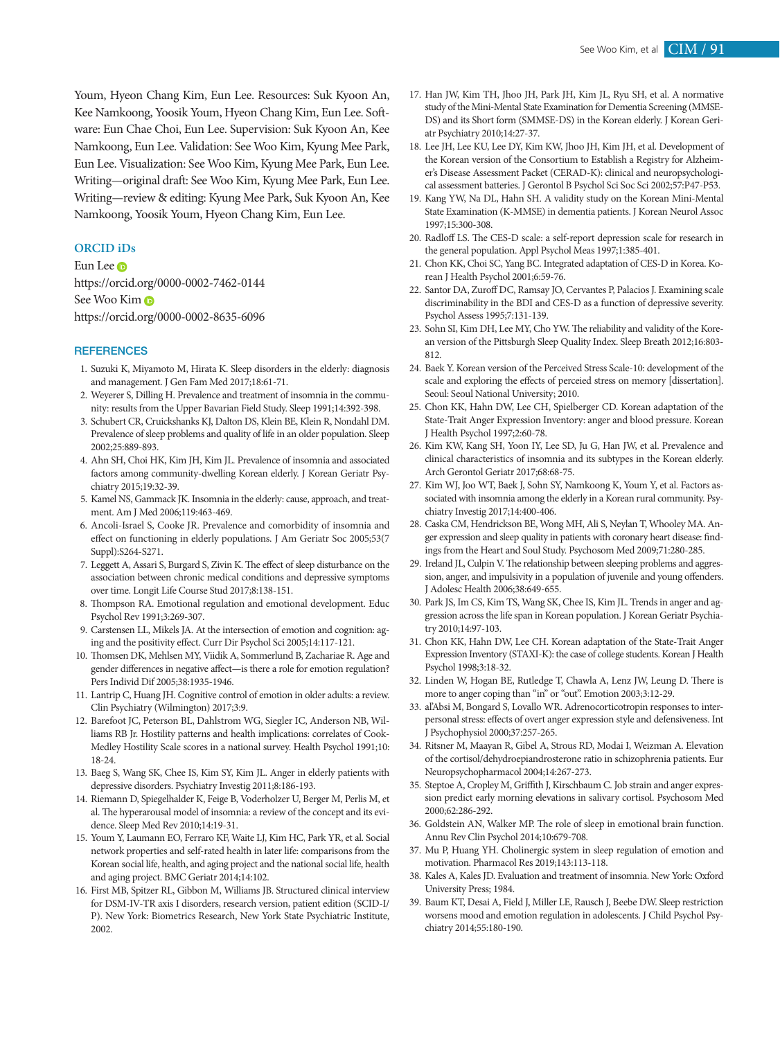Youm, Hyeon Chang Kim, Eun Lee. Resources: Suk Kyoon An, Kee Namkoong, Yoosik Youm, Hyeon Chang Kim, Eun Lee. Software: Eun Chae Choi, Eun Lee. Supervision: Suk Kyoon An, Kee Namkoong, Eun Lee. Validation: See Woo Kim, Kyung Mee Park, Eun Lee. Visualization: See Woo Kim, Kyung Mee Park, Eun Lee. Writing—original draft: See Woo Kim, Kyung Mee Park, Eun Lee. Writing—review & editing: Kyung Mee Park, Suk Kyoon An, Kee Namkoong, Yoosik Youm, Hyeon Chang Kim, Eun Lee.

## ORCID iDs

Eun Lee
https://orcid.org/0000-0002-7462-0144
See Woo Kim
https://orcid.org/0000-0002-8635-6096

## REFERENCES

1. Suzuki K, Miyamoto M, Hirata K. Sleep disorders in the elderly: diagnosis and management. J Gen Fam Med 2017;18:61-71.
2. Weyerer S, Dilling H. Prevalence and treatment of insomnia in the community: results from the Upper Bavarian Field Study. Sleep 1991;14:392-398.
3. Schubert CR, Cruickshanks KJ, Dalton DS, Klein BE, Klein R, Nondahl DM. Prevalence of sleep problems and quality of life in an older population. Sleep 2002;25:889-893.
4. Ahn SH, Choi HK, Kim JH, Kim JL. Prevalence of insomnia and associated factors among community-dwelling Korean elderly. J Korean Geriatr Psychiatry 2015;19:32-39.
5. Kamel NS, Gammack JK. Insomnia in the elderly: cause, approach, and treatment. Am J Med 2006;119:463-469.
6. Ancoli-Israel S, Cooke JR. Prevalence and comorbidity of insomnia and effect on functioning in elderly populations. J Am Geriatr Soc 2005;53(7 Suppl):S264-S271.
7. Leggett A, Assari S, Burgard S, Zivin K. The effect of sleep disturbance on the association between chronic medical conditions and depressive symptoms over time. Longit Life Course Stud 2017;8:138-151.
8. Thompson RA. Emotional regulation and emotional development. Educ Psychol Rev 1991;3:269-307.
9. Carstensen LL, Mikels JA. At the intersection of emotion and cognition: aging and the positivity effect. Curr Dir Psychol Sci 2005;14:117-121.
10. Thomsen DK, Mehlsen MY, Viidik A, Sommerlund B, Zachariae R. Age and gender differences in negative affect—is there a role for emotion regulation? Pers Individ Dif 2005;38:1935-1946.
11. Lantrip C, Huang JH. Cognitive control of emotion in older adults: a review. Clin Psychiatry (Wilmington) 2017;3:9.
12. Barefoot JC, Peterson BL, Dahlstrom WG, Siegler IC, Anderson NB, Williams RB Jr. Hostility patterns and health implications: correlates of Cook-Medley Hostility Scale scores in a national survey. Health Psychol 1991;10:18-24.
13. Baeg S, Wang SK, Chee IS, Kim SY, Kim JL. Anger in elderly patients with depressive disorders. Psychiatry Investig 2011;8:186-193.
14. Riemann D, Spiegelhalder K, Feige B, Voderholzer U, Berger M, Perlis M, et al. The hyperarousal model of insomnia: a review of the concept and its evidence. Sleep Med Rev 2010;14:19-31.
15. Youm Y, Laumann EO, Ferraro KF, Waite LJ, Kim HC, Park YR, et al. Social network properties and self-rated health in later life: comparisons from the Korean social life, health, and aging project and the national social life, health and aging project. BMC Geriatr 2014;14:102.
16. First MB, Spitzer RL, Gibbon M, Williams JB. Structured clinical interview for DSM-IV-TR axis I disorders, research version, patient edition (SCID-I/P). New York: Biometrics Research, New York State Psychiatric Institute, 2002.
17. Han JW, Kim TH, Jhoo JH, Park JH, Kim JL, Ryu SH, et al. A normative study of the Mini-Mental State Examination for Dementia Screening (MMSE-DS) and its Short form (SMMSE-DS) in the Korean elderly. J Korean Geriatr Psychiatry 2010;14:27-37.
18. Lee JH, Lee KU, Lee DY, Kim KW, Jhoo JH, Kim JH, et al. Development of the Korean version of the Consortium to Establish a Registry for Alzheimer's Disease Assessment Packet (CERAD-K): clinical and neuropsychological assessment batteries. J Gerontol B Psychol Sci Soc Sci 2002;57:P47-P53.
19. Kang YW, Na DL, Hahn SH. A validity study on the Korean Mini-Mental State Examination (K-MMSE) in dementia patients. J Korean Neurol Assoc 1997;15:300-308.
20. Radloff LS. The CES-D scale: a self-report depression scale for research in the general population. Appl Psychol Meas 1997;1:385-401.
21. Chon KK, Choi SC, Yang BC. Integrated adaptation of CES-D in Korea. Korean J Health Psychol 2001;6:59-76.
22. Santor DA, Zuroff DC, Ramsay JO, Cervantes P, Palacios J. Examining scale discriminability in the BDI and CES-D as a function of depressive severity. Psychol Assess 1995;7:131-139.
23. Sohn SI, Kim DH, Lee MY, Cho YW. The reliability and validity of the Korean version of the Pittsburgh Sleep Quality Index. Sleep Breath 2012;16:803-812.
24. Baek Y. Korean version of the Perceived Stress Scale-10: development of the scale and exploring the effects of perceied stress on memory [dissertation]. Seoul: Seoul National University; 2010.
25. Chon KK, Hahn DW, Lee CH, Spielberger CD. Korean adaptation of the State-Trait Anger Expression Inventory: anger and blood pressure. Korean J Health Psychol 1997;2:60-78.
26. Kim KW, Kang SH, Yoon IY, Lee SD, Ju G, Han JW, et al. Prevalence and clinical characteristics of insomnia and its subtypes in the Korean elderly. Arch Gerontol Geriatr 2017;68:68-75.
27. Kim WJ, Joo WT, Baek J, Sohn SY, Namkoong K, Youm Y, et al. Factors associated with insomnia among the elderly in a Korean rural community. Psychiatry Investig 2017;14:400-406.
28. Caska CM, Hendrickson BE, Wong MH, Ali S, Neylan T, Whooley MA. Anger expression and sleep quality in patients with coronary heart disease: findings from the Heart and Soul Study. Psychosom Med 2009;71:280-285.
29. Ireland JL, Culpin V. The relationship between sleeping problems and aggression, anger, and impulsivity in a population of juvenile and young offenders. J Adolesc Health 2006;38:649-655.
30. Park JS, Im CS, Kim TS, Wang SK, Chee IS, Kim JL. Trends in anger and aggression across the life span in Korean population. J Korean Geriatr Psychiatry 2010;14:97-103.
31. Chon KK, Hahn DW, Lee CH. Korean adaptation of the State-Trait Anger Expression Inventory (STAXI-K): the case of college students. Korean J Health Psychol 1998;3:18-32.
32. Linden W, Hogan BE, Rutledge T, Chawla A, Lenz JW, Leung D. There is more to anger coping than "in" or "out". Emotion 2003;3:12-29.
33. al'Absi M, Bongard S, Lovallo WR. Adrenocorticotropin responses to interpersonal stress: effects of overt anger expression style and defensiveness. Int J Psychophysiol 2000;37:257-265.
34. Ritsner M, Maayan R, Gibel A, Strous RD, Modai I, Weizman A. Elevation of the cortisol/dehydroepiandrosterone ratio in schizophrenia patients. Eur Neuropsychopharmacol 2004;14:267-273.
35. Steptoe A, Cropley M, Griffith J, Kirschbaum C. Job strain and anger expression predict early morning elevations in salivary cortisol. Psychosom Med 2000;62:286-292.
36. Goldstein AN, Walker MP. The role of sleep in emotional brain function. Annu Rev Clin Psychol 2014;10:679-708.
37. Mu P, Huang YH. Cholinergic system in sleep regulation of emotion and motivation. Pharmacol Res 2019;143:113-118.
38. Kales A, Kales JD. Evaluation and treatment of insomnia. New York: Oxford University Press; 1984.
39. Baum KT, Desai A, Field J, Miller LE, Rausch J, Beebe DW. Sleep restriction worsens mood and emotion regulation in adolescents. J Child Psychol Psychiatry 2014;55:180-190.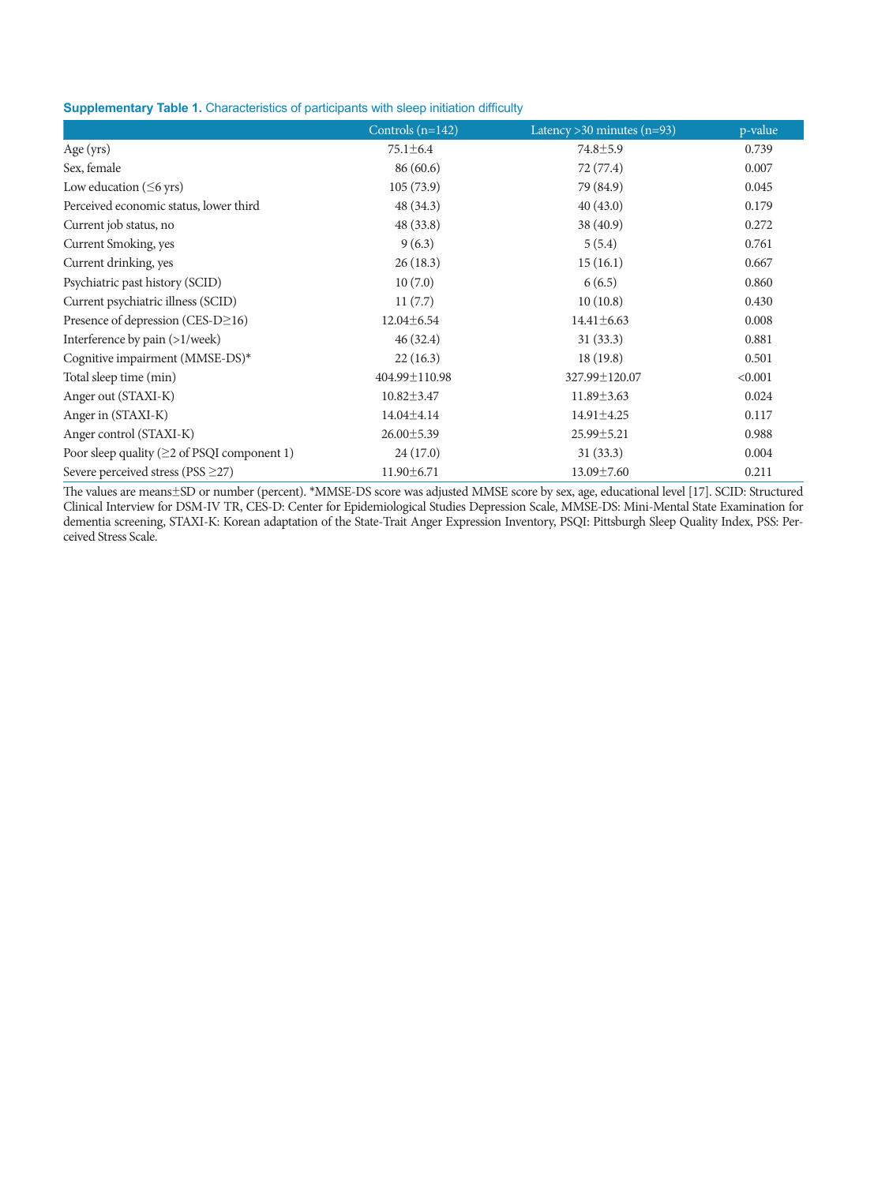**Supplementary Table 1.** Characteristics of participants with sleep initiation difficulty

| | Controls (n=142) | Latency >30 minutes (n=93) | p-value |
|---|---|---|---|
| Age (yrs) | 75.1±6.4 | 74.8±5.9 | 0.739 |
| Sex, female | 86 (60.6) | 72 (77.4) | 0.007 |
| Low education (≤6 yrs) | 105 (73.9) | 79 (84.9) | 0.045 |
| Perceived economic status, lower third | 48 (34.3) | 40 (43.0) | 0.179 |
| Current job status, no | 48 (33.8) | 38 (40.9) | 0.272 |
| Current Smoking, yes | 9 (6.3) | 5 (5.4) | 0.761 |
| Current drinking, yes | 26 (18.3) | 15 (16.1) | 0.667 |
| Psychiatric past history (SCID) | 10 (7.0) | 6 (6.5) | 0.860 |
| Current psychiatric illness (SCID) | 11 (7.7) | 10 (10.8) | 0.430 |
| Presence of depression (CES-D≥16) | 12.04±6.54 | 14.41±6.63 | 0.008 |
| Interference by pain (>1/week) | 46 (32.4) | 31 (33.3) | 0.881 |
| Cognitive impairment (MMSE-DS)* | 22 (16.3) | 18 (19.8) | 0.501 |
| Total sleep time (min) | 404.99±110.98 | 327.99±120.07 | <0.001 |
| Anger out (STAXI-K) | 10.82±3.47 | 11.89±3.63 | 0.024 |
| Anger in (STAXI-K) | 14.04±4.14 | 14.91±4.25 | 0.117 |
| Anger control (STAXI-K) | 26.00±5.39 | 25.99±5.21 | 0.988 |
| Poor sleep quality (≥2 of PSQI component 1) | 24 (17.0) | 31 (33.3) | 0.004 |
| Severe perceived stress (PSS ≥27) | 11.90±6.71 | 13.09±7.60 | 0.211 |

The values are means±SD or number (percent). *MMSE-DS score was adjusted MMSE score by sex, age, educational level [17]. SCID: Structured Clinical Interview for DSM-IV TR, CES-D: Center for Epidemiological Studies Depression Scale, MMSE-DS: Mini-Mental State Examination for dementia screening, STAXI-K: Korean adaptation of the State-Trait Anger Expression Inventory, PSQI: Pittsburgh Sleep Quality Index, PSS: Perceived Stress Scale.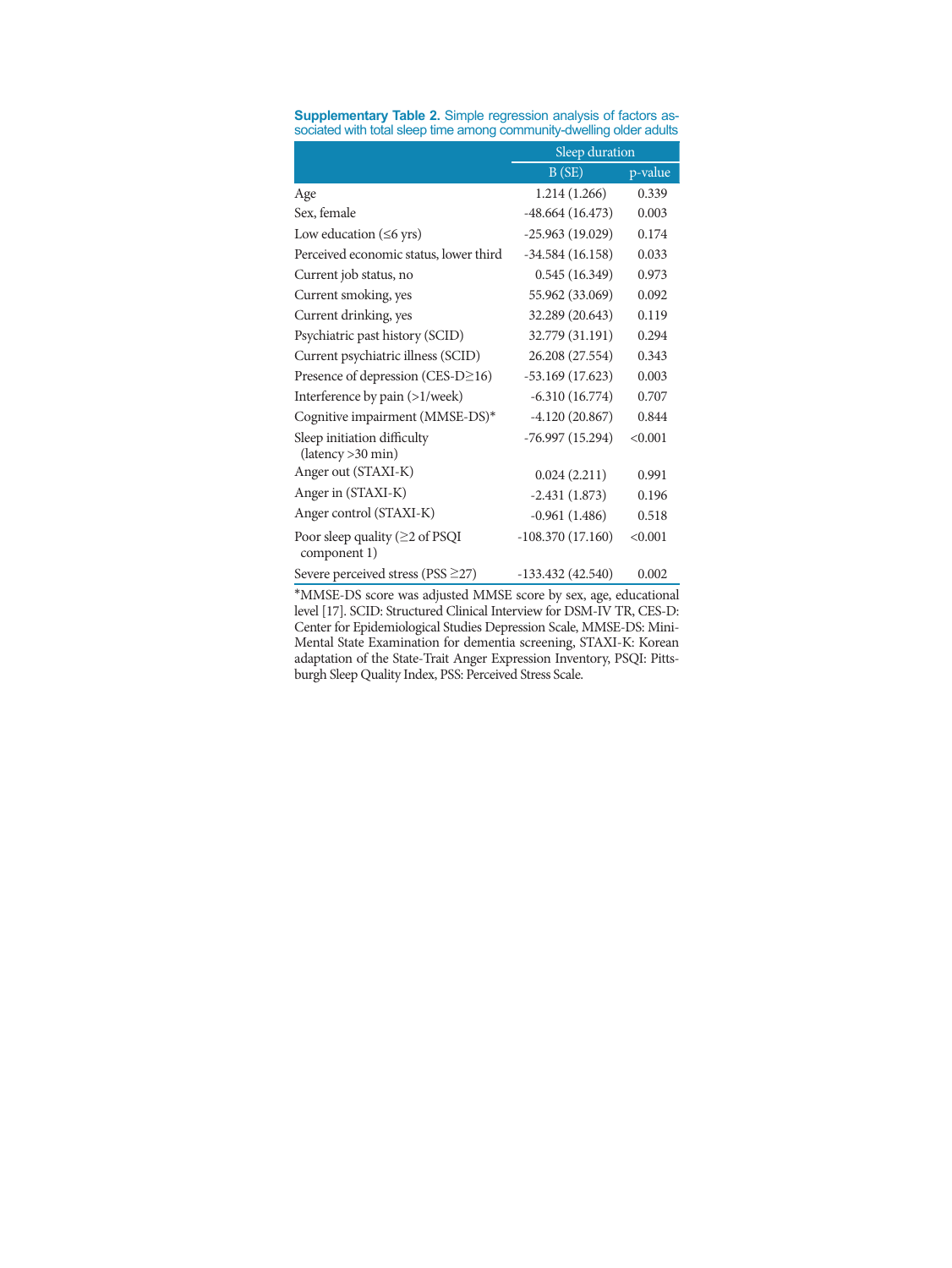**Supplementary Table 2.** Simple regression analysis of factors associated with total sleep time among community-dwelling older adults

| | Sleep duration | |
|---|---|---|
| | B (SE) | p-value |
| Age | 1.214 (1.266) | 0.339 |
| Sex, female | -48.664 (16.473) | 0.003 |
| Low education (≤6 yrs) | -25.963 (19.029) | 0.174 |
| Perceived economic status, lower third | -34.584 (16.158) | 0.033 |
| Current job status, no | 0.545 (16.349) | 0.973 |
| Current smoking, yes | 55.962 (33.069) | 0.092 |
| Current drinking, yes | 32.289 (20.643) | 0.119 |
| Psychiatric past history (SCID) | 32.779 (31.191) | 0.294 |
| Current psychiatric illness (SCID) | 26.208 (27.554) | 0.343 |
| Presence of depression (CES-D≥16) | -53.169 (17.623) | 0.003 |
| Interference by pain (>1/week) | -6.310 (16.774) | 0.707 |
| Cognitive impairment (MMSE-DS)* | -4.120 (20.867) | 0.844 |
| Sleep initiation difficulty (latency >30 min) | -76.997 (15.294) | <0.001 |
| Anger out (STAXI-K) | 0.024 (2.211) | 0.991 |
| Anger in (STAXI-K) | -2.431 (1.873) | 0.196 |
| Anger control (STAXI-K) | -0.961 (1.486) | 0.518 |
| Poor sleep quality (≥2 of PSQI component 1) | -108.370 (17.160) | <0.001 |
| Severe perceived stress (PSS ≥27) | -133.432 (42.540) | 0.002 |

*MMSE-DS score was adjusted MMSE score by sex, age, educational level [17]. SCID: Structured Clinical Interview for DSM-IV TR, CES-D: Center for Epidemiological Studies Depression Scale, MMSE-DS: Mini-Mental State Examination for dementia screening, STAXI-K: Korean adaptation of the State-Trait Anger Expression Inventory, PSQI: Pittsburgh Sleep Quality Index, PSS: Perceived Stress Scale.